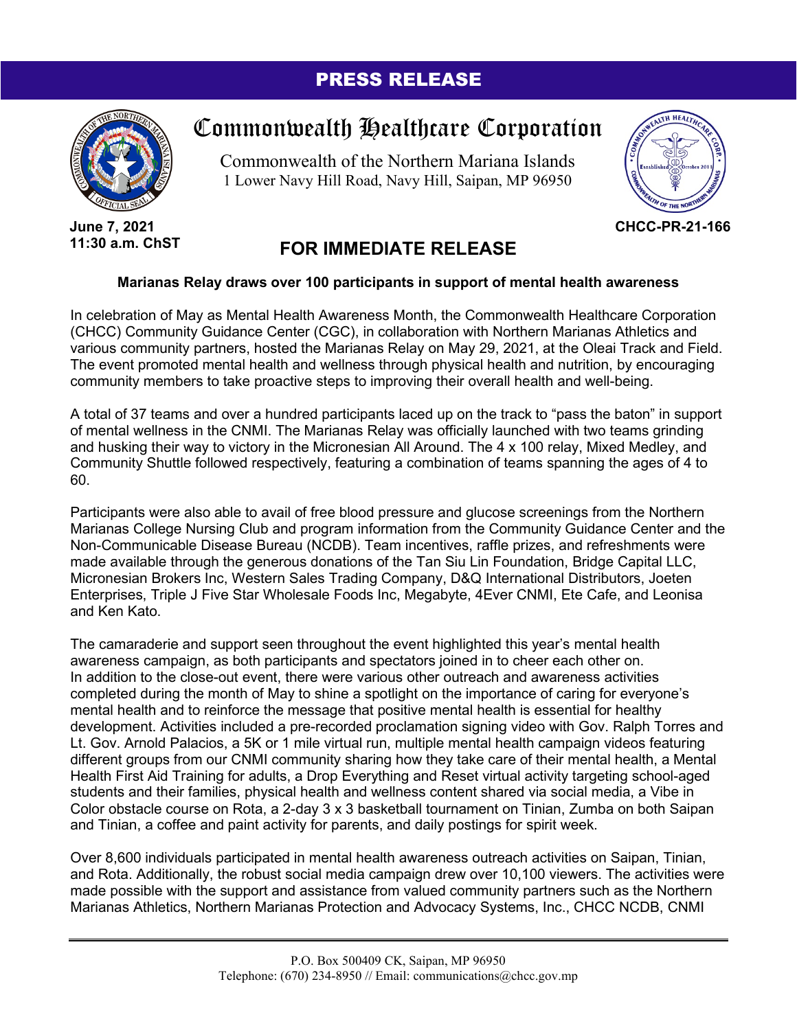**PRESS RELEASE**

# Commonwealth Healthcare Corporation

Commonwealth of the Northern Mariana Islands
1 Lower Navy Hill Road, Navy Hill, Saipan, MP 96950

**June 7, 2021**
**11:30 a.m. ChST**

**CHCC-PR-21-166**

## FOR IMMEDIATE RELEASE

**Marianas Relay draws over 100 participants in support of mental health awareness**

In celebration of May as Mental Health Awareness Month, the Commonwealth Healthcare Corporation (CHCC) Community Guidance Center (CGC), in collaboration with Northern Marianas Athletics and various community partners, hosted the Marianas Relay on May 29, 2021, at the Oleai Track and Field. The event promoted mental health and wellness through physical health and nutrition, by encouraging community members to take proactive steps to improving their overall health and well-being.

A total of 37 teams and over a hundred participants laced up on the track to "pass the baton" in support of mental wellness in the CNMI. The Marianas Relay was officially launched with two teams grinding and husking their way to victory in the Micronesian All Around. The 4 x 100 relay, Mixed Medley, and Community Shuttle followed respectively, featuring a combination of teams spanning the ages of 4 to 60.

Participants were also able to avail of free blood pressure and glucose screenings from the Northern Marianas College Nursing Club and program information from the Community Guidance Center and the Non-Communicable Disease Bureau (NCDB). Team incentives, raffle prizes, and refreshments were made available through the generous donations of the Tan Siu Lin Foundation, Bridge Capital LLC, Micronesian Brokers Inc, Western Sales Trading Company, D&Q International Distributors, Joeten Enterprises, Triple J Five Star Wholesale Foods Inc, Megabyte, 4Ever CNMI, Ete Cafe, and Leonisa and Ken Kato.

The camaraderie and support seen throughout the event highlighted this year's mental health awareness campaign, as both participants and spectators joined in to cheer each other on. In addition to the close-out event, there were various other outreach and awareness activities completed during the month of May to shine a spotlight on the importance of caring for everyone's mental health and to reinforce the message that positive mental health is essential for healthy development. Activities included a pre-recorded proclamation signing video with Gov. Ralph Torres and Lt. Gov. Arnold Palacios, a 5K or 1 mile virtual run, multiple mental health campaign videos featuring different groups from our CNMI community sharing how they take care of their mental health, a Mental Health First Aid Training for adults, a Drop Everything and Reset virtual activity targeting school-aged students and their families, physical health and wellness content shared via social media, a Vibe in Color obstacle course on Rota, a 2-day 3 x 3 basketball tournament on Tinian, Zumba on both Saipan and Tinian, a coffee and paint activity for parents, and daily postings for spirit week.

Over 8,600 individuals participated in mental health awareness outreach activities on Saipan, Tinian, and Rota. Additionally, the robust social media campaign drew over 10,100 viewers. The activities were made possible with the support and assistance from valued community partners such as the Northern Marianas Athletics, Northern Marianas Protection and Advocacy Systems, Inc., CHCC NCDB, CNMI

P.O. Box 500409 CK, Saipan, MP 96950
Telephone: (670) 234-8950 // Email: communications@chcc.gov.mp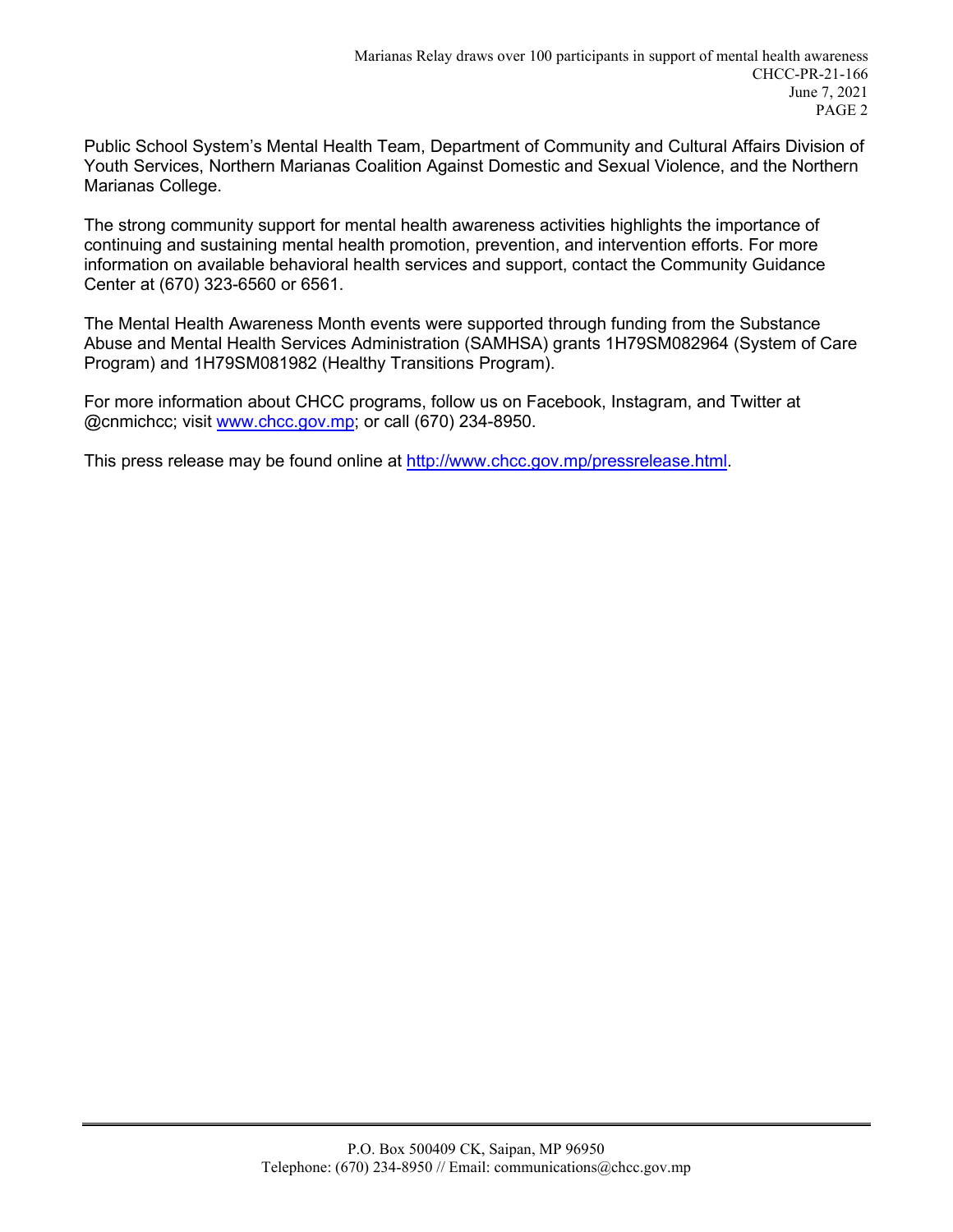Public School System's Mental Health Team, Department of Community and Cultural Affairs Division of Youth Services, Northern Marianas Coalition Against Domestic and Sexual Violence, and the Northern Marianas College.

The strong community support for mental health awareness activities highlights the importance of continuing and sustaining mental health promotion, prevention, and intervention efforts. For more information on available behavioral health services and support, contact the Community Guidance Center at (670) 323-6560 or 6561.

The Mental Health Awareness Month events were supported through funding from the Substance Abuse and Mental Health Services Administration (SAMHSA) grants 1H79SM082964 (System of Care Program) and 1H79SM081982 (Healthy Transitions Program).

For more information about CHCC programs, follow us on Facebook, Instagram, and Twitter at @cnmichcc; visit [www.chcc.gov.mp](http://www.chcc.gov.mp); or call (670) 234-8950.

This press release may be found online at [http://www.chcc.gov.mp/pressrelease.html](http://www.chcc.gov.mp/pressrelease.html).

P.O. Box 500409 CK, Saipan, MP 96950
Telephone: (670) 234-8950 // Email: communications@chcc.gov.mp